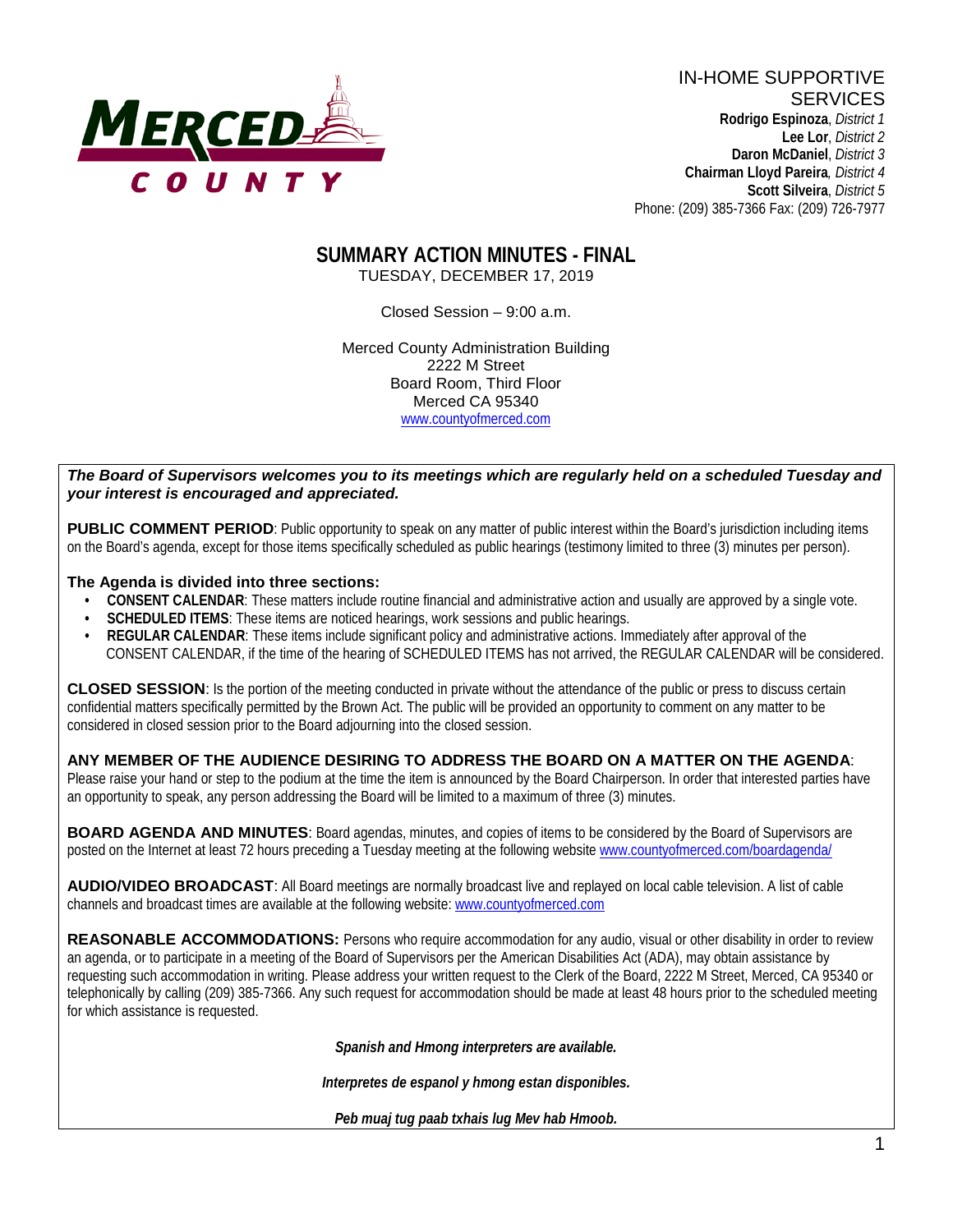MERCED COUNTY

IN-HOME SUPPORTIVE SERVICES

**Rodrigo Espinoza**, *District 1*
**Lee Lor**, *District 2*
**Daron McDaniel**, *District 3*
**Chairman Lloyd Pareira**, *District 4*
**Scott Silveira**, *District 5*
Phone: (209) 385-7366 Fax: (209) 726-7977

# SUMMARY ACTION MINUTES - FINAL

TUESDAY, DECEMBER 17, 2019

Closed Session – 9:00 a.m.

Merced County Administration Building
2222 M Street
Board Room, Third Floor
Merced CA 95340
www.countyofmerced.com

***The Board of Supervisors welcomes you to its meetings which are regularly held on a scheduled Tuesday and your interest is encouraged and appreciated.***

**PUBLIC COMMENT PERIOD**: Public opportunity to speak on any matter of public interest within the Board's jurisdiction including items on the Board's agenda, except for those items specifically scheduled as public hearings (testimony limited to three (3) minutes per person).

**The Agenda is divided into three sections:**

- **CONSENT CALENDAR**: These matters include routine financial and administrative action and usually are approved by a single vote.
- **SCHEDULED ITEMS**: These items are noticed hearings, work sessions and public hearings.
- **REGULAR CALENDAR**: These items include significant policy and administrative actions. Immediately after approval of the CONSENT CALENDAR, if the time of the hearing of SCHEDULED ITEMS has not arrived, the REGULAR CALENDAR will be considered.

**CLOSED SESSION**: Is the portion of the meeting conducted in private without the attendance of the public or press to discuss certain confidential matters specifically permitted by the Brown Act. The public will be provided an opportunity to comment on any matter to be considered in closed session prior to the Board adjourning into the closed session.

**ANY MEMBER OF THE AUDIENCE DESIRING TO ADDRESS THE BOARD ON A MATTER ON THE AGENDA**: Please raise your hand or step to the podium at the time the item is announced by the Board Chairperson. In order that interested parties have an opportunity to speak, any person addressing the Board will be limited to a maximum of three (3) minutes.

**BOARD AGENDA AND MINUTES**: Board agendas, minutes, and copies of items to be considered by the Board of Supervisors are posted on the Internet at least 72 hours preceding a Tuesday meeting at the following website www.countyofmerced.com/boardagenda/

**AUDIO/VIDEO BROADCAST**: All Board meetings are normally broadcast live and replayed on local cable television. A list of cable channels and broadcast times are available at the following website: www.countyofmerced.com

**REASONABLE ACCOMMODATIONS:** Persons who require accommodation for any audio, visual or other disability in order to review an agenda, or to participate in a meeting of the Board of Supervisors per the American Disabilities Act (ADA), may obtain assistance by requesting such accommodation in writing. Please address your written request to the Clerk of the Board, 2222 M Street, Merced, CA 95340 or telephonically by calling (209) 385-7366. Any such request for accommodation should be made at least 48 hours prior to the scheduled meeting for which assistance is requested.

***Spanish and Hmong interpreters are available.***

***Interpretes de espanol y hmong estan disponibles.***

***Peb muaj tug paab txhais lug Mev hab Hmoob.***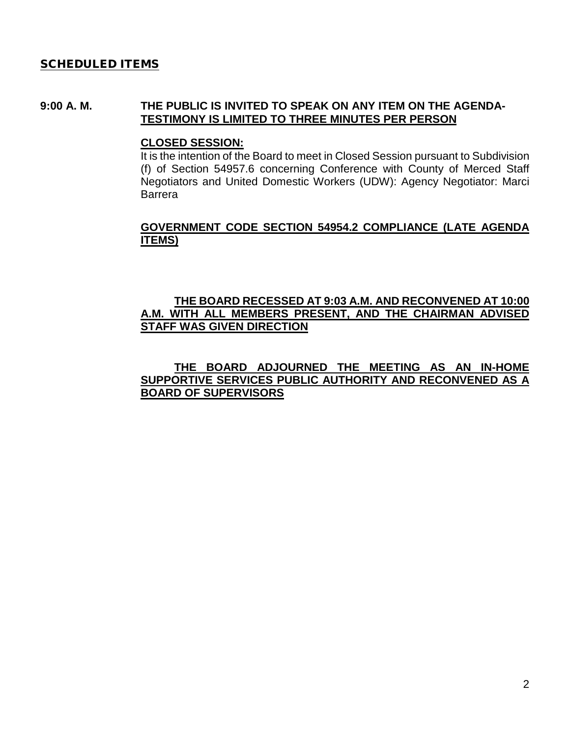## SCHEDULED ITEMS

**9:00 A. M. THE PUBLIC IS INVITED TO SPEAK ON ANY ITEM ON THE AGENDA- TESTIMONY IS LIMITED TO THREE MINUTES PER PERSON**

**CLOSED SESSION:**

It is the intention of the Board to meet in Closed Session pursuant to Subdivision (f) of Section 54957.6 concerning Conference with County of Merced Staff Negotiators and United Domestic Workers (UDW): Agency Negotiator: Marci Barrera

**GOVERNMENT CODE SECTION 54954.2 COMPLIANCE (LATE AGENDA ITEMS)**

**THE BOARD RECESSED AT 9:03 A.M. AND RECONVENED AT 10:00 A.M. WITH ALL MEMBERS PRESENT, AND THE CHAIRMAN ADVISED STAFF WAS GIVEN DIRECTION**

**THE BOARD ADJOURNED THE MEETING AS AN IN-HOME SUPPORTIVE SERVICES PUBLIC AUTHORITY AND RECONVENED AS A BOARD OF SUPERVISORS**